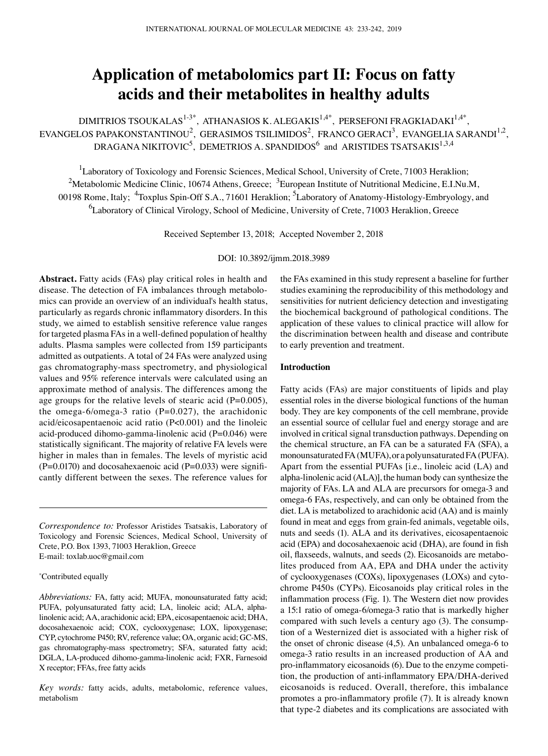# Application of metabolomics part II: Focus on fatty acids and their metabolites in healthy adults

DIMITRIOS TSOUKALAS[1-3*], ATHANASIOS K. ALEGAKIS[1,4*], PERSEFONI FRAGKIADAKI[1,4*], EVANGELOS PAPAKONSTANTINOU[2], GERASIMOS TSILIMIDOS[2], FRANCO GERACI[3], EVANGELIA SARANDI[1,2], DRAGANA NIKITOVIC[5], DEMETRIOS A. SPANDIDOS[6] and ARISTIDES TSATSAKIS[1,3,4]

[1]Laboratory of Toxicology and Forensic Sciences, Medical School, University of Crete, 71003 Heraklion; [2]Metabolomic Medicine Clinic, 10674 Athens, Greece; [3]European Institute of Nutritional Medicine, E.I.Nu.M, 00198 Rome, Italy; [4]Toxplus Spin-Off S.A., 71601 Heraklion; [5]Laboratory of Anatomy-Histology-Embryology, and [6]Laboratory of Clinical Virology, School of Medicine, University of Crete, 71003 Heraklion, Greece

Received September 13, 2018; Accepted November 2, 2018

DOI: 10.3892/ijmm.2018.3989

**Abstract.** Fatty acids (FAs) play critical roles in health and disease. The detection of FA imbalances through metabolomics can provide an overview of an individual's health status, particularly as regards chronic inflammatory disorders. In this study, we aimed to establish sensitive reference value ranges for targeted plasma FAs in a well-defined population of healthy adults. Plasma samples were collected from 159 participants admitted as outpatients. A total of 24 FAs were analyzed using gas chromatography-mass spectrometry, and physiological values and 95% reference intervals were calculated using an approximate method of analysis. The differences among the age groups for the relative levels of stearic acid (P=0.005), the omega-6/omega-3 ratio (P=0.027), the arachidonic acid/eicosapentaenoic acid ratio (P<0.001) and the linoleic acid-produced dihomo-gamma-linolenic acid (P=0.046) were statistically significant. The majority of relative FA levels were higher in males than in females. The levels of myristic acid (P=0.0170) and docosahexaenoic acid (P=0.033) were significantly different between the sexes. The reference values for the FAs examined in this study represent a baseline for further studies examining the reproducibility of this methodology and sensitivities for nutrient deficiency detection and investigating the biochemical background of pathological conditions. The application of these values to clinical practice will allow for the discrimination between health and disease and contribute to early prevention and treatment.

*Correspondence to:* Professor Aristides Tsatsakis, Laboratory of Toxicology and Forensic Sciences, Medical School, University of Crete, P.O. Box 1393, 71003 Heraklion, Greece
E-mail: toxlab.uoc@gmail.com

*Contributed equally

*Abbreviations:* FA, fatty acid; MUFA, monounsaturated fatty acid; PUFA, polyunsaturated fatty acid; LA, linoleic acid; ALA, alpha-linolenic acid; AA, arachidonic acid; EPA, eicosapentaenoic acid; DHA, docosahexaenoic acid; COX, cyclooxygenase; LOX, lipoxygenase; CYP, cytochrome P450; RV, reference value; OA, organic acid; GC-MS, gas chromatography-mass spectrometry; SFA, saturated fatty acid; DGLA, LA-produced dihomo-gamma-linolenic acid; FXR, Farnesoid X receptor; FFAs, free fatty acids

*Key words:* fatty acids, adults, metabolomic, reference values, metabolism

## Introduction

Fatty acids (FAs) are major constituents of lipids and play essential roles in the diverse biological functions of the human body. They are key components of the cell membrane, provide an essential source of cellular fuel and energy storage and are involved in critical signal transduction pathways. Depending on the chemical structure, an FA can be a saturated FA (SFA), a monounsaturated FA (MUFA), or a polyunsaturated FA (PUFA). Apart from the essential PUFAs [i.e., linoleic acid (LA) and alpha-linolenic acid (ALA)], the human body can synthesize the majority of FAs. LA and ALA are precursors for omega-3 and omega-6 FAs, respectively, and can only be obtained from the diet. LA is metabolized to arachidonic acid (AA) and is mainly found in meat and eggs from grain-fed animals, vegetable oils, nuts and seeds (1). ALA and its derivatives, eicosapentaenoic acid (EPA) and docosahexaenoic acid (DHA), are found in fish oil, flaxseeds, walnuts, and seeds (2). Eicosanoids are metabolites produced from AA, EPA and DHA under the activity of cyclooxygenases (COXs), lipoxygenases (LOXs) and cytochrome P450s (CYPs). Eicosanoids play critical roles in the inflammation process (Fig. 1). The Western diet now provides a 15:1 ratio of omega-6/omega-3 ratio that is markedly higher compared with such levels a century ago (3). The consumption of a Westernized diet is associated with a higher risk of the onset of chronic disease (4,5). An unbalanced omega-6 to omega-3 ratio results in an increased production of AA and pro-inflammatory eicosanoids (6). Due to the enzyme competition, the production of anti-inflammatory EPA/DHA-derived eicosanoids is reduced. Overall, therefore, this imbalance promotes a pro-inflammatory profile (7). It is already known that type-2 diabetes and its complications are associated with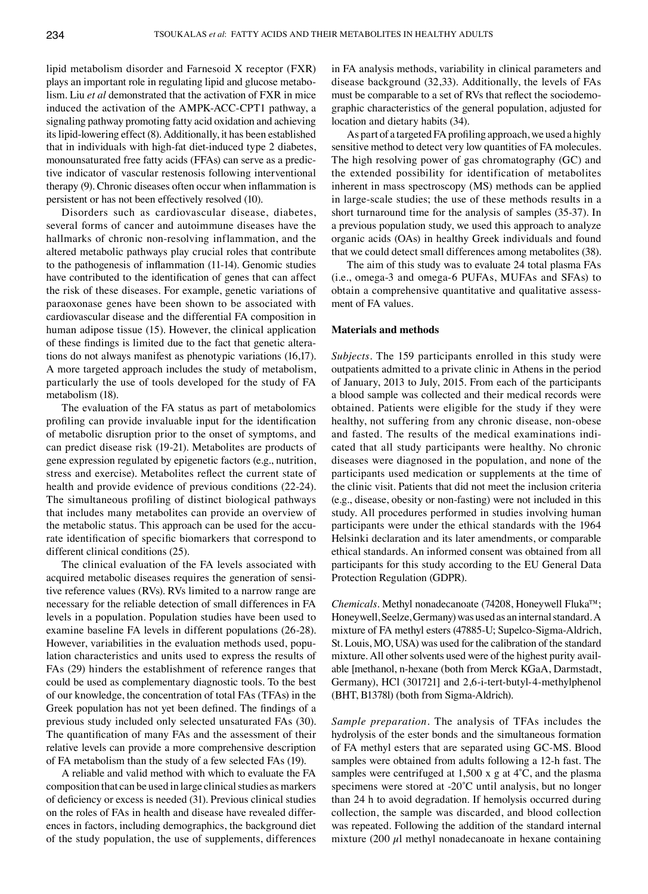lipid metabolism disorder and Farnesoid X receptor (FXR) plays an important role in regulating lipid and glucose metabolism. Liu *et al* demonstrated that the activation of FXR in mice induced the activation of the AMPK-ACC-CPT1 pathway, a signaling pathway promoting fatty acid oxidation and achieving its lipid-lowering effect (8). Additionally, it has been established that in individuals with high-fat diet-induced type 2 diabetes, monounsaturated free fatty acids (FFAs) can serve as a predictive indicator of vascular restenosis following interventional therapy (9). Chronic diseases often occur when inflammation is persistent or has not been effectively resolved (10).

Disorders such as cardiovascular disease, diabetes, several forms of cancer and autoimmune diseases have the hallmarks of chronic non-resolving inflammation, and the altered metabolic pathways play crucial roles that contribute to the pathogenesis of inflammation (11-14). Genomic studies have contributed to the identification of genes that can affect the risk of these diseases. For example, genetic variations of paraoxonase genes have been shown to be associated with cardiovascular disease and the differential FA composition in human adipose tissue (15). However, the clinical application of these findings is limited due to the fact that genetic alterations do not always manifest as phenotypic variations (16,17). A more targeted approach includes the study of metabolism, particularly the use of tools developed for the study of FA metabolism (18).

The evaluation of the FA status as part of metabolomics profiling can provide invaluable input for the identification of metabolic disruption prior to the onset of symptoms, and can predict disease risk (19-21). Metabolites are products of gene expression regulated by epigenetic factors (e.g., nutrition, stress and exercise). Metabolites reflect the current state of health and provide evidence of previous conditions (22-24). The simultaneous profiling of distinct biological pathways that includes many metabolites can provide an overview of the metabolic status. This approach can be used for the accurate identification of specific biomarkers that correspond to different clinical conditions (25).

The clinical evaluation of the FA levels associated with acquired metabolic diseases requires the generation of sensitive reference values (RVs). RVs limited to a narrow range are necessary for the reliable detection of small differences in FA levels in a population. Population studies have been used to examine baseline FA levels in different populations (26-28). However, variabilities in the evaluation methods used, population characteristics and units used to express the results of FAs (29) hinders the establishment of reference ranges that could be used as complementary diagnostic tools. To the best of our knowledge, the concentration of total FAs (TFAs) in the Greek population has not yet been defined. The findings of a previous study included only selected unsaturated FAs (30). The quantification of many FAs and the assessment of their relative levels can provide a more comprehensive description of FA metabolism than the study of a few selected FAs (19).

A reliable and valid method with which to evaluate the FA composition that can be used in large clinical studies as markers of deficiency or excess is needed (31). Previous clinical studies on the roles of FAs in health and disease have revealed differences in factors, including demographics, the background diet of the study population, the use of supplements, differences in FA analysis methods, variability in clinical parameters and disease background (32,33). Additionally, the levels of FAs must be comparable to a set of RVs that reflect the sociodemographic characteristics of the general population, adjusted for location and dietary habits (34).

As part of a targeted FA profiling approach, we used a highly sensitive method to detect very low quantities of FA molecules. The high resolving power of gas chromatography (GC) and the extended possibility for identification of metabolites inherent in mass spectroscopy (MS) methods can be applied in large-scale studies; the use of these methods results in a short turnaround time for the analysis of samples (35-37). In a previous population study, we used this approach to analyze organic acids (OAs) in healthy Greek individuals and found that we could detect small differences among metabolites (38).

The aim of this study was to evaluate 24 total plasma FAs (i.e., omega-3 and omega-6 PUFAs, MUFAs and SFAs) to obtain a comprehensive quantitative and qualitative assessment of FA values.

## Materials and methods

*Subjects.* The 159 participants enrolled in this study were outpatients admitted to a private clinic in Athens in the period of January, 2013 to July, 2015. From each of the participants a blood sample was collected and their medical records were obtained. Patients were eligible for the study if they were healthy, not suffering from any chronic disease, non-obese and fasted. The results of the medical examinations indicated that all study participants were healthy. No chronic diseases were diagnosed in the population, and none of the participants used medication or supplements at the time of the clinic visit. Patients that did not meet the inclusion criteria (e.g., disease, obesity or non-fasting) were not included in this study. All procedures performed in studies involving human participants were under the ethical standards with the 1964 Helsinki declaration and its later amendments, or comparable ethical standards. An informed consent was obtained from all participants for this study according to the EU General Data Protection Regulation (GDPR).

*Chemicals.* Methyl nonadecanoate (74208, Honeywell Fluka™; Honeywell, Seelze, Germany) was used as an internal standard. A mixture of FA methyl esters (47885-U; Supelco-Sigma-Aldrich, St. Louis, MO, USA) was used for the calibration of the standard mixture. All other solvents used were of the highest purity available [methanol, n-hexane (both from Merck KGaA, Darmstadt, Germany), HCl (301721] and 2,6-i-tert-butyl-4-methylphenol (BHT, B1378l) (both from Sigma-Aldrich).

*Sample preparation.* The analysis of TFAs includes the hydrolysis of the ester bonds and the simultaneous formation of FA methyl esters that are separated using GC-MS. Blood samples were obtained from adults following a 12-h fast. The samples were centrifuged at 1,500 x g at 4˚C, and the plasma specimens were stored at -20˚C until analysis, but no longer than 24 h to avoid degradation. If hemolysis occurred during collection, the sample was discarded, and blood collection was repeated. Following the addition of the standard internal mixture (200 $\mu$l methyl nonadecanoate in hexane containing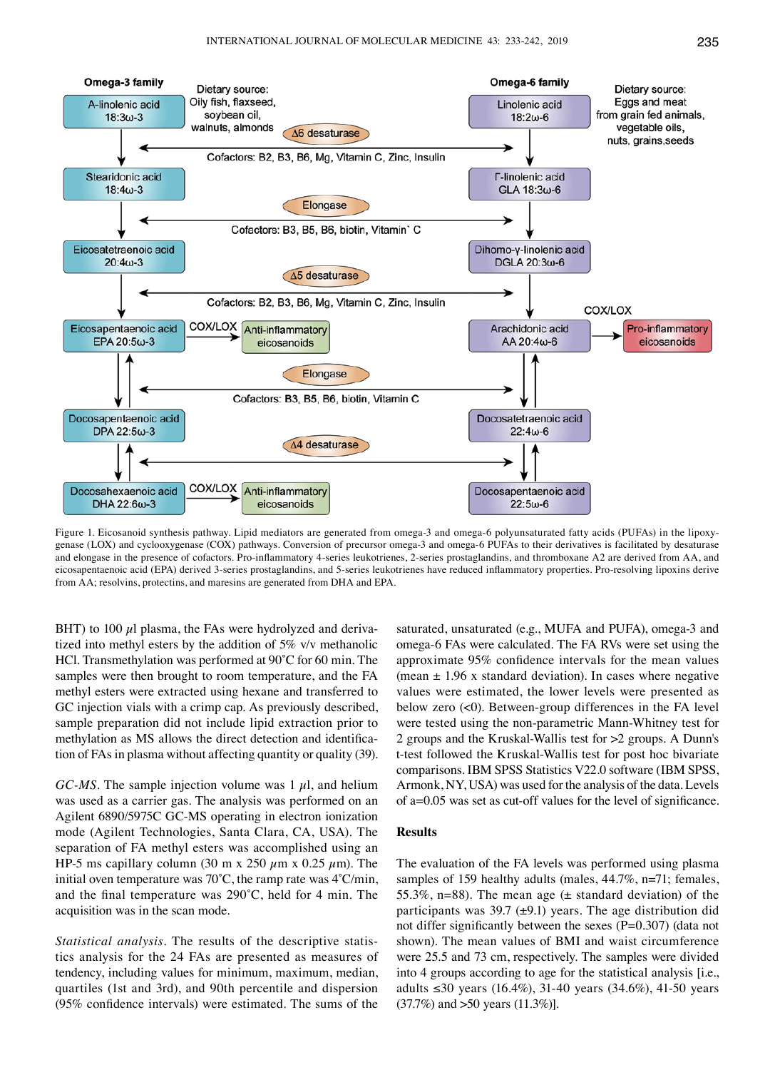Figure 1. Eicosanoid synthesis pathway. Lipid mediators are generated from omega-3 and omega-6 polyunsaturated fatty acids (PUFAs) in the lipoxygenase (LOX) and cyclooxygenase (COX) pathways. Conversion of precursor omega-3 and omega-6 PUFAs to their derivatives is facilitated by desaturase and elongase in the presence of cofactors. Pro-inflammatory 4-series leukotrienes, 2-series prostaglandins, and thromboxane A2 are derived from AA, and eicosapentaenoic acid (EPA) derived 3-series prostaglandins, and 5-series leukotrienes have reduced inflammatory properties. Pro-resolving lipoxins derive from AA; resolvins, protectins, and maresins are generated from DHA and EPA.

BHT) to 100 $\mu$l plasma, the FAs were hydrolyzed and derivatized into methyl esters by the addition of 5% v/v methanolic HCl. Transmethylation was performed at 90˚C for 60 min. The samples were then brought to room temperature, and the FA methyl esters were extracted using hexane and transferred to GC injection vials with a crimp cap. As previously described, sample preparation did not include lipid extraction prior to methylation as MS allows the direct detection and identification of FAs in plasma without affecting quantity or quality (39).

*GC-MS*. The sample injection volume was 1 $\mu$l, and helium was used as a carrier gas. The analysis was performed on an Agilent 6890/5975C GC-MS operating in electron ionization mode (Agilent Technologies, Santa Clara, CA, USA). The separation of FA methyl esters was accomplished using an HP-5 ms capillary column (30 m x 250 $\mu$m x 0.25 $\mu$m). The initial oven temperature was 70˚C, the ramp rate was 4˚C/min, and the final temperature was 290˚C, held for 4 min. The acquisition was in the scan mode.

*Statistical analysis*. The results of the descriptive statistics analysis for the 24 FAs are presented as measures of tendency, including values for minimum, maximum, median, quartiles (1st and 3rd), and 90th percentile and dispersion (95% confidence intervals) were estimated. The sums of the saturated, unsaturated (e.g., MUFA and PUFA), omega-3 and omega-6 FAs were calculated. The FA RVs were set using the approximate 95% confidence intervals for the mean values (mean ± 1.96 x standard deviation). In cases where negative values were estimated, the lower levels were presented as below zero (<0). Between-group differences in the FA level were tested using the non-parametric Mann-Whitney test for 2 groups and the Kruskal-Wallis test for >2 groups. A Dunn's t-test followed the Kruskal-Wallis test for post hoc bivariate comparisons. IBM SPSS Statistics V22.0 software (IBM SPSS, Armonk, NY, USA) was used for the analysis of the data. Levels of a=0.05 was set as cut-off values for the level of significance.

## Results

The evaluation of the FA levels was performed using plasma samples of 159 healthy adults (males, 44.7%, n=71; females, 55.3%, n=88). The mean age (± standard deviation) of the participants was 39.7 (±9.1) years. The age distribution did not differ significantly between the sexes (P=0.307) (data not shown). The mean values of BMI and waist circumference were 25.5 and 73 cm, respectively. The samples were divided into 4 groups according to age for the statistical analysis [i.e., adults ≤30 years (16.4%), 31-40 years (34.6%), 41-50 years (37.7%) and >50 years (11.3%)].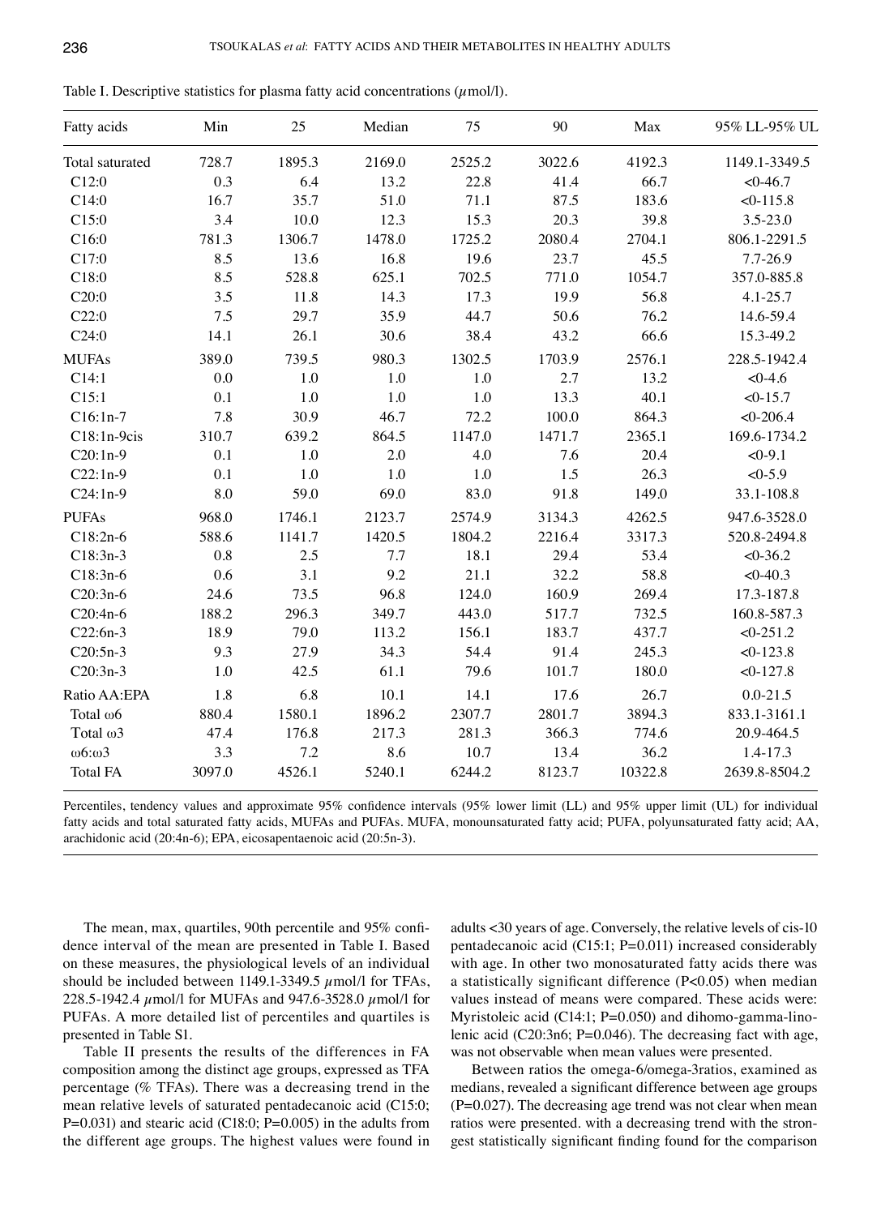Table I. Descriptive statistics for plasma fatty acid concentrations (μmol/l).

| Fatty acids | Min | 25 | Median | 75 | 90 | Max | 95% LL-95% UL |
|---|---|---|---|---|---|---|---|
| Total saturated | 728.7 | 1895.3 | 2169.0 | 2525.2 | 3022.6 | 4192.3 | 1149.1-3349.5 |
| C12:0 | 0.3 | 6.4 | 13.2 | 22.8 | 41.4 | 66.7 | <0-46.7 |
| C14:0 | 16.7 | 35.7 | 51.0 | 71.1 | 87.5 | 183.6 | <0-115.8 |
| C15:0 | 3.4 | 10.0 | 12.3 | 15.3 | 20.3 | 39.8 | 3.5-23.0 |
| C16:0 | 781.3 | 1306.7 | 1478.0 | 1725.2 | 2080.4 | 2704.1 | 806.1-2291.5 |
| C17:0 | 8.5 | 13.6 | 16.8 | 19.6 | 23.7 | 45.5 | 7.7-26.9 |
| C18:0 | 8.5 | 528.8 | 625.1 | 702.5 | 771.0 | 1054.7 | 357.0-885.8 |
| C20:0 | 3.5 | 11.8 | 14.3 | 17.3 | 19.9 | 56.8 | 4.1-25.7 |
| C22:0 | 7.5 | 29.7 | 35.9 | 44.7 | 50.6 | 76.2 | 14.6-59.4 |
| C24:0 | 14.1 | 26.1 | 30.6 | 38.4 | 43.2 | 66.6 | 15.3-49.2 |
| MUFAs | 389.0 | 739.5 | 980.3 | 1302.5 | 1703.9 | 2576.1 | 228.5-1942.4 |
| C14:1 | 0.0 | 1.0 | 1.0 | 1.0 | 2.7 | 13.2 | <0-4.6 |
| C15:1 | 0.1 | 1.0 | 1.0 | 1.0 | 13.3 | 40.1 | <0-15.7 |
| C16:1n-7 | 7.8 | 30.9 | 46.7 | 72.2 | 100.0 | 864.3 | <0-206.4 |
| C18:1n-9cis | 310.7 | 639.2 | 864.5 | 1147.0 | 1471.7 | 2365.1 | 169.6-1734.2 |
| C20:1n-9 | 0.1 | 1.0 | 2.0 | 4.0 | 7.6 | 20.4 | <0-9.1 |
| C22:1n-9 | 0.1 | 1.0 | 1.0 | 1.0 | 1.5 | 26.3 | <0-5.9 |
| C24:1n-9 | 8.0 | 59.0 | 69.0 | 83.0 | 91.8 | 149.0 | 33.1-108.8 |
| PUFAs | 968.0 | 1746.1 | 2123.7 | 2574.9 | 3134.3 | 4262.5 | 947.6-3528.0 |
| C18:2n-6 | 588.6 | 1141.7 | 1420.5 | 1804.2 | 2216.4 | 3317.3 | 520.8-2494.8 |
| C18:3n-3 | 0.8 | 2.5 | 7.7 | 18.1 | 29.4 | 53.4 | <0-36.2 |
| C18:3n-6 | 0.6 | 3.1 | 9.2 | 21.1 | 32.2 | 58.8 | <0-40.3 |
| C20:3n-6 | 24.6 | 73.5 | 96.8 | 124.0 | 160.9 | 269.4 | 17.3-187.8 |
| C20:4n-6 | 188.2 | 296.3 | 349.7 | 443.0 | 517.7 | 732.5 | 160.8-587.3 |
| C22:6n-3 | 18.9 | 79.0 | 113.2 | 156.1 | 183.7 | 437.7 | <0-251.2 |
| C20:5n-3 | 9.3 | 27.9 | 34.3 | 54.4 | 91.4 | 245.3 | <0-123.8 |
| C20:3n-3 | 1.0 | 42.5 | 61.1 | 79.6 | 101.7 | 180.0 | <0-127.8 |
| Ratio AA:EPA | 1.8 | 6.8 | 10.1 | 14.1 | 17.6 | 26.7 | 0.0-21.5 |
| Total ω6 | 880.4 | 1580.1 | 1896.2 | 2307.7 | 2801.7 | 3894.3 | 833.1-3161.1 |
| Total ω3 | 47.4 | 176.8 | 217.3 | 281.3 | 366.3 | 774.6 | 20.9-464.5 |
| ω6:ω3 | 3.3 | 7.2 | 8.6 | 10.7 | 13.4 | 36.2 | 1.4-17.3 |
| Total FA | 3097.0 | 4526.1 | 5240.1 | 6244.2 | 8123.7 | 10322.8 | 2639.8-8504.2 |

Percentiles, tendency values and approximate 95% confidence intervals (95% lower limit (LL) and 95% upper limit (UL) for individual fatty acids and total saturated fatty acids, MUFAs and PUFAs. MUFA, monounsaturated fatty acid; PUFA, polyunsaturated fatty acid; AA, arachidonic acid (20:4n-6); EPA, eicosapentaenoic acid (20:5n-3).

The mean, max, quartiles, 90th percentile and 95% confidence interval of the mean are presented in Table I. Based on these measures, the physiological levels of an individual should be included between 1149.1-3349.5 μmol/l for TFAs, 228.5-1942.4 μmol/l for MUFAs and 947.6-3528.0 μmol/l for PUFAs. A more detailed list of percentiles and quartiles is presented in Table S1.

Table II presents the results of the differences in FA composition among the distinct age groups, expressed as TFA percentage (% TFAs). There was a decreasing trend in the mean relative levels of saturated pentadecanoic acid (C15:0; P=0.031) and stearic acid (C18:0; P=0.005) in the adults from the different age groups. The highest values were found in adults <30 years of age. Conversely, the relative levels of cis-10 pentadecanoic acid (C15:1; P=0.011) increased considerably with age. In other two monosaturated fatty acids there was a statistically significant difference (P<0.05) when median values instead of means were compared. These acids were: Myristoleic acid (C14:1; P=0.050) and dihomo-gamma-linolenic acid (C20:3n6; P=0.046). The decreasing fact with age, was not observable when mean values were presented.

Between ratios the omega-6/omega-3ratios, examined as medians, revealed a significant difference between age groups (P=0.027). The decreasing age trend was not clear when mean ratios were presented. with a decreasing trend with the strongest statistically significant finding found for the comparison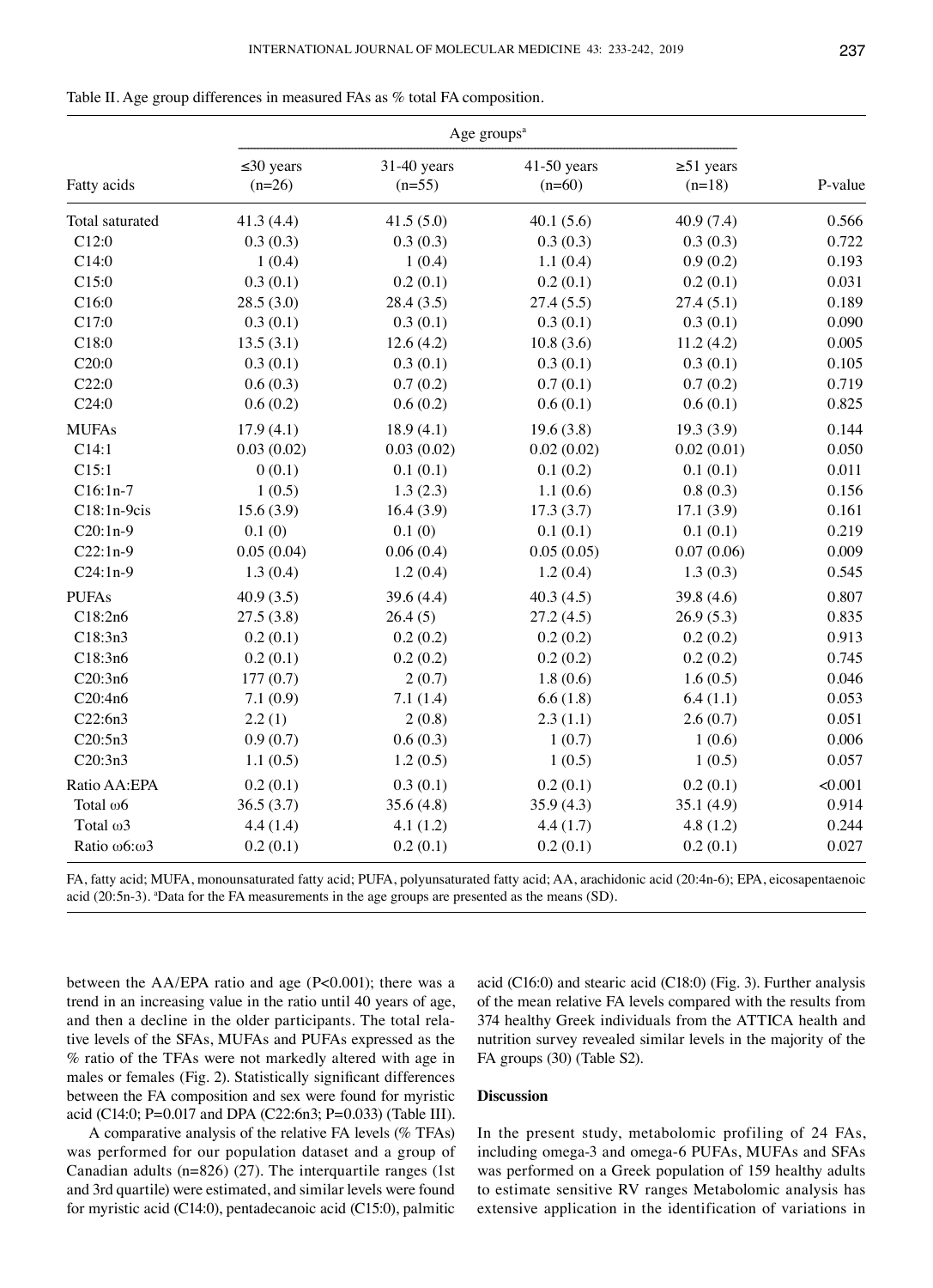Table II. Age group differences in measured FAs as % total FA composition.

| | Age groups[a] | | | | |
|---|---|---|---|---|---|
| Fatty acids | ≤30 years (n=26) | 31-40 years (n=55) | 41-50 years (n=60) | ≥51 years (n=18) | P-value |
| Total saturated | 41.3 (4.4) | 41.5 (5.0) | 40.1 (5.6) | 40.9 (7.4) | 0.566 |
| C12:0 | 0.3 (0.3) | 0.3 (0.3) | 0.3 (0.3) | 0.3 (0.3) | 0.722 |
| C14:0 | 1 (0.4) | 1 (0.4) | 1.1 (0.4) | 0.9 (0.2) | 0.193 |
| C15:0 | 0.3 (0.1) | 0.2 (0.1) | 0.2 (0.1) | 0.2 (0.1) | 0.031 |
| C16:0 | 28.5 (3.0) | 28.4 (3.5) | 27.4 (5.5) | 27.4 (5.1) | 0.189 |
| C17:0 | 0.3 (0.1) | 0.3 (0.1) | 0.3 (0.1) | 0.3 (0.1) | 0.090 |
| C18:0 | 13.5 (3.1) | 12.6 (4.2) | 10.8 (3.6) | 11.2 (4.2) | 0.005 |
| C20:0 | 0.3 (0.1) | 0.3 (0.1) | 0.3 (0.1) | 0.3 (0.1) | 0.105 |
| C22:0 | 0.6 (0.3) | 0.7 (0.2) | 0.7 (0.1) | 0.7 (0.2) | 0.719 |
| C24:0 | 0.6 (0.2) | 0.6 (0.2) | 0.6 (0.1) | 0.6 (0.1) | 0.825 |
| MUFAs | 17.9 (4.1) | 18.9 (4.1) | 19.6 (3.8) | 19.3 (3.9) | 0.144 |
| C14:1 | 0.03 (0.02) | 0.03 (0.02) | 0.02 (0.02) | 0.02 (0.01) | 0.050 |
| C15:1 | 0 (0.1) | 0.1 (0.1) | 0.1 (0.2) | 0.1 (0.1) | 0.011 |
| C16:1n-7 | 1 (0.5) | 1.3 (2.3) | 1.1 (0.6) | 0.8 (0.3) | 0.156 |
| C18:1n-9cis | 15.6 (3.9) | 16.4 (3.9) | 17.3 (3.7) | 17.1 (3.9) | 0.161 |
| C20:1n-9 | 0.1 (0) | 0.1 (0) | 0.1 (0.1) | 0.1 (0.1) | 0.219 |
| C22:1n-9 | 0.05 (0.04) | 0.06 (0.4) | 0.05 (0.05) | 0.07 (0.06) | 0.009 |
| C24:1n-9 | 1.3 (0.4) | 1.2 (0.4) | 1.2 (0.4) | 1.3 (0.3) | 0.545 |
| PUFAs | 40.9 (3.5) | 39.6 (4.4) | 40.3 (4.5) | 39.8 (4.6) | 0.807 |
| C18:2n6 | 27.5 (3.8) | 26.4 (5) | 27.2 (4.5) | 26.9 (5.3) | 0.835 |
| C18:3n3 | 0.2 (0.1) | 0.2 (0.2) | 0.2 (0.2) | 0.2 (0.2) | 0.913 |
| C18:3n6 | 0.2 (0.1) | 0.2 (0.2) | 0.2 (0.2) | 0.2 (0.2) | 0.745 |
| C20:3n6 | 177 (0.7) | 2 (0.7) | 1.8 (0.6) | 1.6 (0.5) | 0.046 |
| C20:4n6 | 7.1 (0.9) | 7.1 (1.4) | 6.6 (1.8) | 6.4 (1.1) | 0.053 |
| C22:6n3 | 2.2 (1) | 2 (0.8) | 2.3 (1.1) | 2.6 (0.7) | 0.051 |
| C20:5n3 | 0.9 (0.7) | 0.6 (0.3) | 1 (0.7) | 1 (0.6) | 0.006 |
| C20:3n3 | 1.1 (0.5) | 1.2 (0.5) | 1 (0.5) | 1 (0.5) | 0.057 |
| Ratio AA:EPA | 0.2 (0.1) | 0.3 (0.1) | 0.2 (0.1) | 0.2 (0.1) | <0.001 |
| Total ω6 | 36.5 (3.7) | 35.6 (4.8) | 35.9 (4.3) | 35.1 (4.9) | 0.914 |
| Total ω3 | 4.4 (1.4) | 4.1 (1.2) | 4.4 (1.7) | 4.8 (1.2) | 0.244 |
| Ratio ω6:ω3 | 0.2 (0.1) | 0.2 (0.1) | 0.2 (0.1) | 0.2 (0.1) | 0.027 |

FA, fatty acid; MUFA, monounsaturated fatty acid; PUFA, polyunsaturated fatty acid; AA, arachidonic acid (20:4n-6); EPA, eicosapentaenoic acid (20:5n-3). [a]Data for the FA measurements in the age groups are presented as the means (SD).

between the AA/EPA ratio and age (P<0.001); there was a trend in an increasing value in the ratio until 40 years of age, and then a decline in the older participants. The total relative levels of the SFAs, MUFAs and PUFAs expressed as the % ratio of the TFAs were not markedly altered with age in males or females (Fig. 2). Statistically significant differences between the FA composition and sex were found for myristic acid (C14:0; P=0.017 and DPA (C22:6n3; P=0.033) (Table III).

A comparative analysis of the relative FA levels (% TFAs) was performed for our population dataset and a group of Canadian adults (n=826) (27). The interquartile ranges (1st and 3rd quartile) were estimated, and similar levels were found for myristic acid (C14:0), pentadecanoic acid (C15:0), palmitic acid (C16:0) and stearic acid (C18:0) (Fig. 3). Further analysis of the mean relative FA levels compared with the results from 374 healthy Greek individuals from the ATTICA health and nutrition survey revealed similar levels in the majority of the FA groups (30) (Table S2).

## Discussion

In the present study, metabolomic profiling of 24 FAs, including omega-3 and omega-6 PUFAs, MUFAs and SFAs was performed on a Greek population of 159 healthy adults to estimate sensitive RV ranges Metabolomic analysis has extensive application in the identification of variations in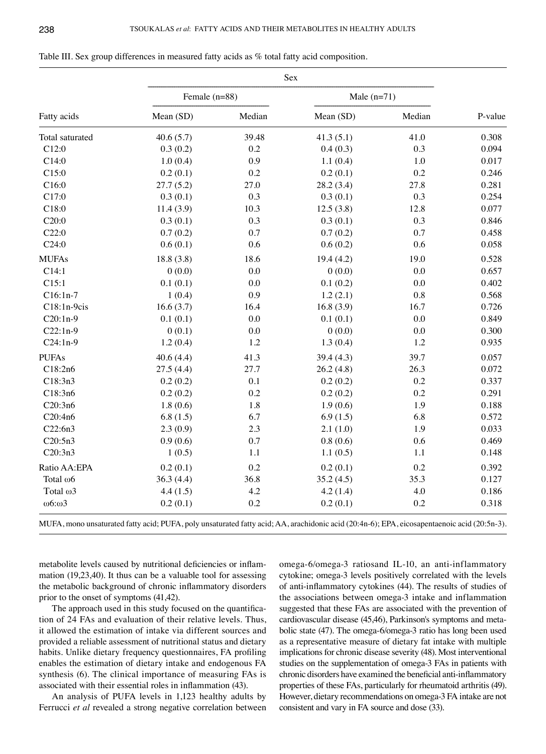Table III. Sex group differences in measured fatty acids as % total fatty acid composition.

| | Sex | | | | |
|---|---|---|---|---|---|
| | Female (n=88) | | Male (n=71) | | |
| Fatty acids | Mean (SD) | Median | Mean (SD) | Median | P-value |
| Total saturated | 40.6 (5.7) | 39.48 | 41.3 (5.1) | 41.0 | 0.308 |
| C12:0 | 0.3 (0.2) | 0.2 | 0.4 (0.3) | 0.3 | 0.094 |
| C14:0 | 1.0 (0.4) | 0.9 | 1.1 (0.4) | 1.0 | 0.017 |
| C15:0 | 0.2 (0.1) | 0.2 | 0.2 (0.1) | 0.2 | 0.246 |
| C16:0 | 27.7 (5.2) | 27.0 | 28.2 (3.4) | 27.8 | 0.281 |
| C17:0 | 0.3 (0.1) | 0.3 | 0.3 (0.1) | 0.3 | 0.254 |
| C18:0 | 11.4 (3.9) | 10.3 | 12.5 (3.8) | 12.8 | 0.077 |
| C20:0 | 0.3 (0.1) | 0.3 | 0.3 (0.1) | 0.3 | 0.846 |
| C22:0 | 0.7 (0.2) | 0.7 | 0.7 (0.2) | 0.7 | 0.458 |
| C24:0 | 0.6 (0.1) | 0.6 | 0.6 (0.2) | 0.6 | 0.058 |
| MUFAs | 18.8 (3.8) | 18.6 | 19.4 (4.2) | 19.0 | 0.528 |
| C14:1 | 0 (0.0) | 0.0 | 0 (0.0) | 0.0 | 0.657 |
| C15:1 | 0.1 (0.1) | 0.0 | 0.1 (0.2) | 0.0 | 0.402 |
| C16:1n-7 | 1 (0.4) | 0.9 | 1.2 (2.1) | 0.8 | 0.568 |
| C18:1n-9cis | 16.6 (3.7) | 16.4 | 16.8 (3.9) | 16.7 | 0.726 |
| C20:1n-9 | 0.1 (0.1) | 0.0 | 0.1 (0.1) | 0.0 | 0.849 |
| C22:1n-9 | 0 (0.1) | 0.0 | 0 (0.0) | 0.0 | 0.300 |
| C24:1n-9 | 1.2 (0.4) | 1.2 | 1.3 (0.4) | 1.2 | 0.935 |
| PUFAs | 40.6 (4.4) | 41.3 | 39.4 (4.3) | 39.7 | 0.057 |
| C18:2n6 | 27.5 (4.4) | 27.7 | 26.2 (4.8) | 26.3 | 0.072 |
| C18:3n3 | 0.2 (0.2) | 0.1 | 0.2 (0.2) | 0.2 | 0.337 |
| C18:3n6 | 0.2 (0.2) | 0.2 | 0.2 (0.2) | 0.2 | 0.291 |
| C20:3n6 | 1.8 (0.6) | 1.8 | 1.9 (0.6) | 1.9 | 0.188 |
| C20:4n6 | 6.8 (1.5) | 6.7 | 6.9 (1.5) | 6.8 | 0.572 |
| C22:6n3 | 2.3 (0.9) | 2.3 | 2.1 (1.0) | 1.9 | 0.033 |
| C20:5n3 | 0.9 (0.6) | 0.7 | 0.8 (0.6) | 0.6 | 0.469 |
| C20:3n3 | 1 (0.5) | 1.1 | 1.1 (0.5) | 1.1 | 0.148 |
| Ratio AA:EPA | 0.2 (0.1) | 0.2 | 0.2 (0.1) | 0.2 | 0.392 |
| Total ω6 | 36.3 (4.4) | 36.8 | 35.2 (4.5) | 35.3 | 0.127 |
| Total ω3 | 4.4 (1.5) | 4.2 | 4.2 (1.4) | 4.0 | 0.186 |
| ω6:ω3 | 0.2 (0.1) | 0.2 | 0.2 (0.1) | 0.2 | 0.318 |

MUFA, mono unsaturated fatty acid; PUFA, poly unsaturated fatty acid; AA, arachidonic acid (20:4n-6); EPA, eicosapentaenoic acid (20:5n-3).

metabolite levels caused by nutritional deficiencies or inflammation (19,23,40). It thus can be a valuable tool for assessing the metabolic background of chronic inflammatory disorders prior to the onset of symptoms (41,42).

The approach used in this study focused on the quantification of 24 FAs and evaluation of their relative levels. Thus, it allowed the estimation of intake via different sources and provided a reliable assessment of nutritional status and dietary habits. Unlike dietary frequency questionnaires, FA profiling enables the estimation of dietary intake and endogenous FA synthesis (6). The clinical importance of measuring FAs is associated with their essential roles in inflammation (43).

An analysis of PUFA levels in 1,123 healthy adults by Ferrucci *et al* revealed a strong negative correlation between omega-6/omega-3 ratiosand IL-10, an anti-inflammatory cytokine; omega-3 levels positively correlated with the levels of anti-inflammatory cytokines (44). The results of studies of the associations between omega-3 intake and inflammation suggested that these FAs are associated with the prevention of cardiovascular disease (45,46), Parkinson's symptoms and metabolic state (47). The omega-6/omega-3 ratio has long been used as a representative measure of dietary fat intake with multiple implications for chronic disease severity (48). Most interventional studies on the supplementation of omega-3 FAs in patients with chronic disorders have examined the beneficial anti-inflammatory properties of these FAs, particularly for rheumatoid arthritis (49). However, dietary recommendations on omega-3 FA intake are not consistent and vary in FA source and dose (33).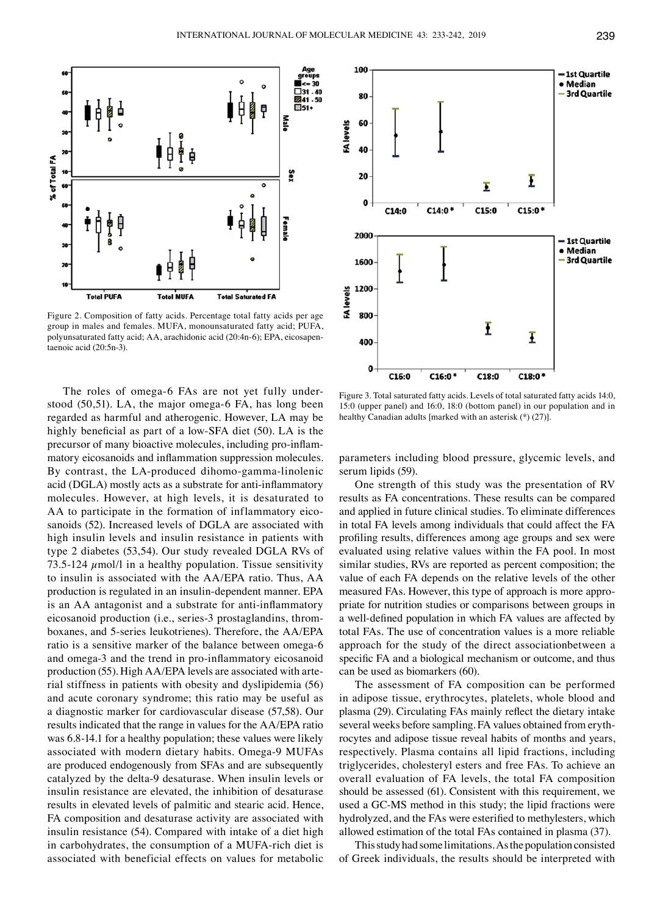Figure 2. Composition of fatty acids. Percentage total fatty acids per age group in males and females. MUFA, monounsaturated fatty acid; PUFA, polyunsaturated fatty acid; AA, arachidonic acid (20:4n-6); EPA, eicosapentaenoic acid (20:5n-3).

Figure 3. Total saturated fatty acids. Levels of total saturated fatty acids 14:0, 15:0 (upper panel) and 16:0, 18:0 (bottom panel) in our population and in healthy Canadian adults [marked with an asterisk (*) (27)].

The roles of omega-6 FAs are not yet fully understood (50,51). LA, the major omega-6 FA, has long been regarded as harmful and atherogenic. However, LA may be highly beneficial as part of a low-SFA diet (50). LA is the precursor of many bioactive molecules, including pro-inflammatory eicosanoids and inflammation suppression molecules. By contrast, the LA-produced dihomo-gamma-linolenic acid (DGLA) mostly acts as a substrate for anti-inflammatory molecules. However, at high levels, it is desaturated to AA to participate in the formation of inflammatory eicosanoids (52). Increased levels of DGLA are associated with high insulin levels and insulin resistance in patients with type 2 diabetes (53,54). Our study revealed DGLA RVs of 73.5-124 $\mu$mol/l in a healthy population. Tissue sensitivity to insulin is associated with the AA/EPA ratio. Thus, AA production is regulated in an insulin-dependent manner. EPA is an AA antagonist and a substrate for anti-inflammatory eicosanoid production (i.e., series-3 prostaglandins, thromboxanes, and 5-series leukotrienes). Therefore, the AA/EPA ratio is a sensitive marker of the balance between omega-6 and omega-3 and the trend in pro-inflammatory eicosanoid production (55). High AA/EPA levels are associated with arterial stiffness in patients with obesity and dyslipidemia (56) and acute coronary syndrome; this ratio may be useful as a diagnostic marker for cardiovascular disease (57,58). Our results indicated that the range in values for the AA/EPA ratio was 6.8-14.1 for a healthy population; these values were likely associated with modern dietary habits. Omega-9 MUFAs are produced endogenously from SFAs and are subsequently catalyzed by the delta-9 desaturase. When insulin levels or insulin resistance are elevated, the inhibition of desaturase results in elevated levels of palmitic and stearic acid. Hence, FA composition and desaturase activity are associated with insulin resistance (54). Compared with intake of a diet high in carbohydrates, the consumption of a MUFA-rich diet is associated with beneficial effects on values for metabolic parameters including blood pressure, glycemic levels, and serum lipids (59).

One strength of this study was the presentation of RV results as FA concentrations. These results can be compared and applied in future clinical studies. To eliminate differences in total FA levels among individuals that could affect the FA profiling results, differences among age groups and sex were evaluated using relative values within the FA pool. In most similar studies, RVs are reported as percent composition; the value of each FA depends on the relative levels of the other measured FAs. However, this type of approach is more appropriate for nutrition studies or comparisons between groups in a well-defined population in which FA values are affected by total FAs. The use of concentration values is a more reliable approach for the study of the direct associationbetween a specific FA and a biological mechanism or outcome, and thus can be used as biomarkers (60).

The assessment of FA composition can be performed in adipose tissue, erythrocytes, platelets, whole blood and plasma (29). Circulating FAs mainly reflect the dietary intake several weeks before sampling. FA values obtained from erythrocytes and adipose tissue reveal habits of months and years, respectively. Plasma contains all lipid fractions, including triglycerides, cholesteryl esters and free FAs. To achieve an overall evaluation of FA levels, the total FA composition should be assessed (61). Consistent with this requirement, we used a GC-MS method in this study; the lipid fractions were hydrolyzed, and the FAs were esterified to methylesters, which allowed estimation of the total FAs contained in plasma (37).

This study had some limitations. As the population consisted of Greek individuals, the results should be interpreted with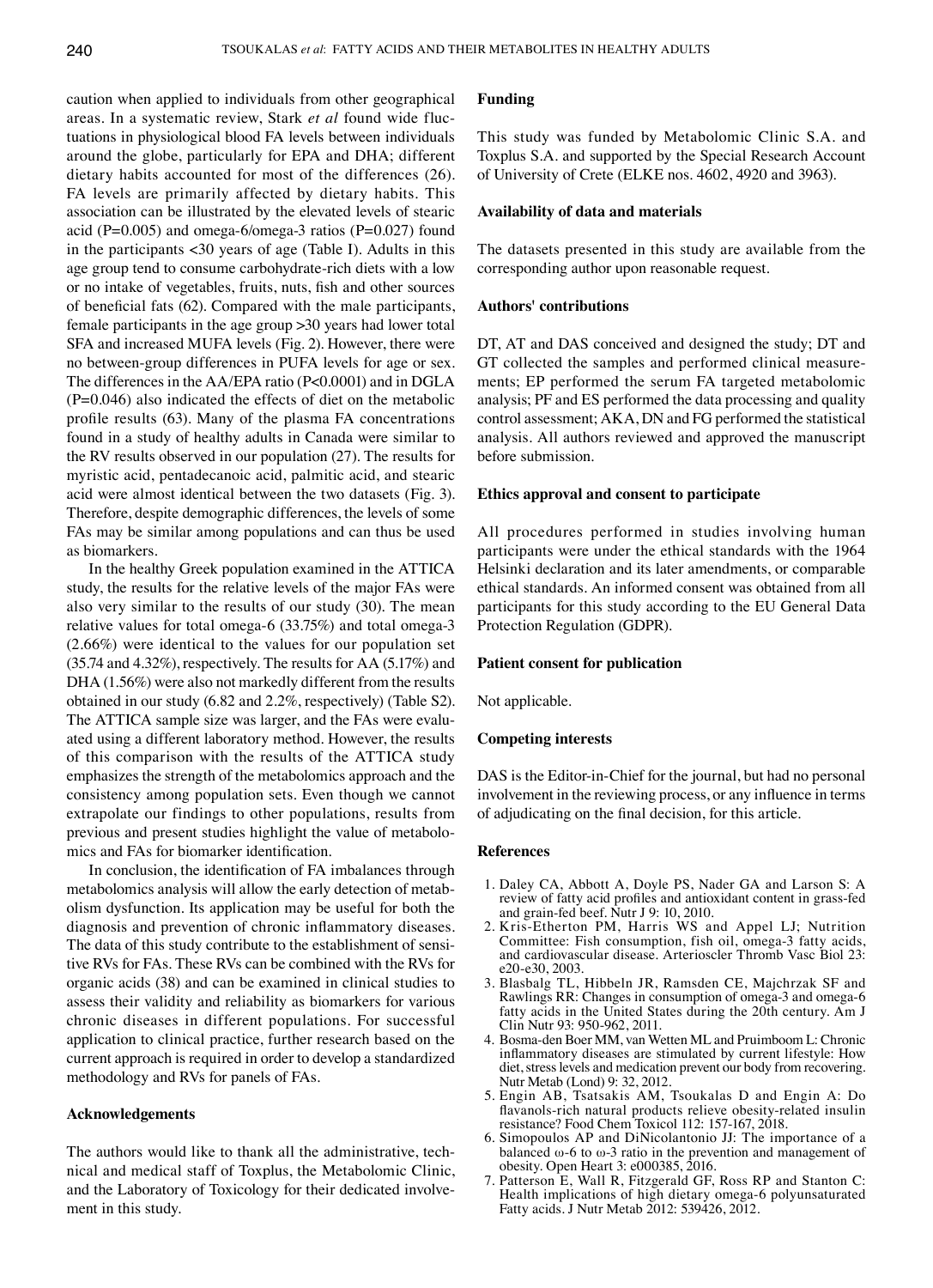caution when applied to individuals from other geographical areas. In a systematic review, Stark *et al* found wide fluctuations in physiological blood FA levels between individuals around the globe, particularly for EPA and DHA; different dietary habits accounted for most of the differences (26). FA levels are primarily affected by dietary habits. This association can be illustrated by the elevated levels of stearic acid (P=0.005) and omega-6/omega-3 ratios (P=0.027) found in the participants <30 years of age (Table I). Adults in this age group tend to consume carbohydrate-rich diets with a low or no intake of vegetables, fruits, nuts, fish and other sources of beneficial fats (62). Compared with the male participants, female participants in the age group >30 years had lower total SFA and increased MUFA levels (Fig. 2). However, there were no between-group differences in PUFA levels for age or sex. The differences in the AA/EPA ratio (P<0.0001) and in DGLA (P=0.046) also indicated the effects of diet on the metabolic profile results (63). Many of the plasma FA concentrations found in a study of healthy adults in Canada were similar to the RV results observed in our population (27). The results for myristic acid, pentadecanoic acid, palmitic acid, and stearic acid were almost identical between the two datasets (Fig. 3). Therefore, despite demographic differences, the levels of some FAs may be similar among populations and can thus be used as biomarkers.

In the healthy Greek population examined in the ATTICA study, the results for the relative levels of the major FAs were also very similar to the results of our study (30). The mean relative values for total omega-6 (33.75%) and total omega-3 (2.66%) were identical to the values for our population set (35.74 and 4.32%), respectively. The results for AA (5.17%) and DHA (1.56%) were also not markedly different from the results obtained in our study (6.82 and 2.2%, respectively) (Table S2). The ATTICA sample size was larger, and the FAs were evaluated using a different laboratory method. However, the results of this comparison with the results of the ATTICA study emphasizes the strength of the metabolomics approach and the consistency among population sets. Even though we cannot extrapolate our findings to other populations, results from previous and present studies highlight the value of metabolomics and FAs for biomarker identification.

In conclusion, the identification of FA imbalances through metabolomics analysis will allow the early detection of metabolism dysfunction. Its application may be useful for both the diagnosis and prevention of chronic inflammatory diseases. The data of this study contribute to the establishment of sensitive RVs for FAs. These RVs can be combined with the RVs for organic acids (38) and can be examined in clinical studies to assess their validity and reliability as biomarkers for various chronic diseases in different populations. For successful application to clinical practice, further research based on the current approach is required in order to develop a standardized methodology and RVs for panels of FAs.

## Acknowledgements

The authors would like to thank all the administrative, technical and medical staff of Toxplus, the Metabolomic Clinic, and the Laboratory of Toxicology for their dedicated involvement in this study.

## Funding

This study was funded by Metabolomic Clinic S.A. and Toxplus S.A. and supported by the Special Research Account of University of Crete (ELKE nos. 4602, 4920 and 3963).

## Availability of data and materials

The datasets presented in this study are available from the corresponding author upon reasonable request.

## Authors' contributions

DT, AT and DAS conceived and designed the study; DT and GT collected the samples and performed clinical measurements; EP performed the serum FA targeted metabolomic analysis; PF and ES performed the data processing and quality control assessment; AKA, DN and FG performed the statistical analysis. All authors reviewed and approved the manuscript before submission.

## Ethics approval and consent to participate

All procedures performed in studies involving human participants were under the ethical standards with the 1964 Helsinki declaration and its later amendments, or comparable ethical standards. An informed consent was obtained from all participants for this study according to the EU General Data Protection Regulation (GDPR).

## Patient consent for publication

Not applicable.

## Competing interests

DAS is the Editor-in-Chief for the journal, but had no personal involvement in the reviewing process, or any influence in terms of adjudicating on the final decision, for this article.

## References

1. Daley CA, Abbott A, Doyle PS, Nader GA and Larson S: A review of fatty acid profiles and antioxidant content in grass-fed and grain-fed beef. Nutr J 9: 10, 2010.
2. Kris-Etherton PM, Harris WS and Appel LJ; Nutrition Committee: Fish consumption, fish oil, omega-3 fatty acids, and cardiovascular disease. Arterioscler Thromb Vasc Biol 23: e20-e30, 2003.
3. Blasbalg TL, Hibbeln JR, Ramsden CE, Majchrzak SF and Rawlings RR: Changes in consumption of omega-3 and omega-6 fatty acids in the United States during the 20th century. Am J Clin Nutr 93: 950-962, 2011.
4. Bosma-den Boer MM, van Wetten ML and Pruimboom L: Chronic inflammatory diseases are stimulated by current lifestyle: How diet, stress levels and medication prevent our body from recovering. Nutr Metab (Lond) 9: 32, 2012.
5. Engin AB, Tsatsakis AM, Tsoukalas D and Engin A: Do flavanols-rich natural products relieve obesity-related insulin resistance? Food Chem Toxicol 112: 157-167, 2018.
6. Simopoulos AP and DiNicolantonio JJ: The importance of a balanced ω-6 to ω-3 ratio in the prevention and management of obesity. Open Heart 3: e000385, 2016.
7. Patterson E, Wall R, Fitzgerald GF, Ross RP and Stanton C: Health implications of high dietary omega-6 polyunsaturated Fatty acids. J Nutr Metab 2012: 539426, 2012.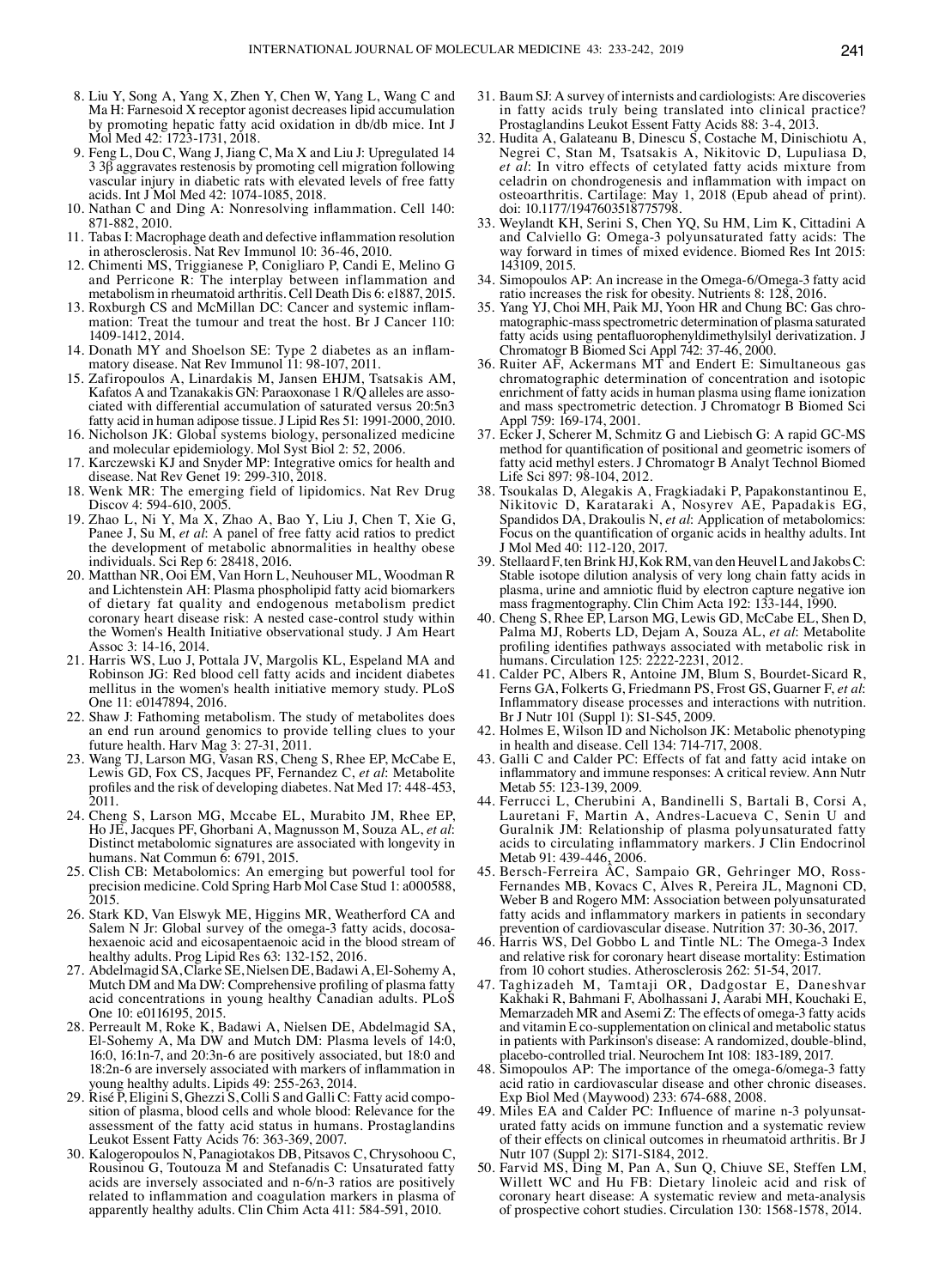8. Liu Y, Song A, Yang X, Zhen Y, Chen W, Yang L, Wang C and Ma H: Farnesoid X receptor agonist decreases lipid accumulation by promoting hepatic fatty acid oxidation in db/db mice. Int J Mol Med 42: 1723-1731, 2018.
9. Feng L, Dou C, Wang J, Jiang C, Ma X and Liu J: Upregulated 14 3 3β aggravates restenosis by promoting cell migration following vascular injury in diabetic rats with elevated levels of free fatty acids. Int J Mol Med 42: 1074-1085, 2018.
10. Nathan C and Ding A: Nonresolving inflammation. Cell 140: 871-882, 2010.
11. Tabas I: Macrophage death and defective inflammation resolution in atherosclerosis. Nat Rev Immunol 10: 36-46, 2010.
12. Chimenti MS, Triggianese P, Conigliaro P, Candi E, Melino G and Perricone R: The interplay between inflammation and metabolism in rheumatoid arthritis. Cell Death Dis 6: e1887, 2015.
13. Roxburgh CS and McMillan DC: Cancer and systemic inflammation: Treat the tumour and treat the host. Br J Cancer 110: 1409-1412, 2014.
14. Donath MY and Shoelson SE: Type 2 diabetes as an inflammatory disease. Nat Rev Immunol 11: 98-107, 2011.
15. Zafiropoulos A, Linardakis M, Jansen EHJM, Tsatsakis AM, Kafatos A and Tzanakakis GN: Paraoxonase 1 R/Q alleles are associated with differential accumulation of saturated versus 20:5n3 fatty acid in human adipose tissue. J Lipid Res 51: 1991-2000, 2010.
16. Nicholson JK: Global systems biology, personalized medicine and molecular epidemiology. Mol Syst Biol 2: 52, 2006.
17. Karczewski KJ and Snyder MP: Integrative omics for health and disease. Nat Rev Genet 19: 299-310, 2018.
18. Wenk MR: The emerging field of lipidomics. Nat Rev Drug Discov 4: 594-610, 2005.
19. Zhao L, Ni Y, Ma X, Zhao A, Bao Y, Liu J, Chen T, Xie G, Panee J, Su M, *et al*: A panel of free fatty acid ratios to predict the development of metabolic abnormalities in healthy obese individuals. Sci Rep 6: 28418, 2016.
20. Matthan NR, Ooi EM, Van Horn L, Neuhouser ML, Woodman R and Lichtenstein AH: Plasma phospholipid fatty acid biomarkers of dietary fat quality and endogenous metabolism predict coronary heart disease risk: A nested case-control study within the Women's Health Initiative observational study. J Am Heart Assoc 3: 14-16, 2014.
21. Harris WS, Luo J, Pottala JV, Margolis KL, Espeland MA and Robinson JG: Red blood cell fatty acids and incident diabetes mellitus in the women's health initiative memory study. PLoS One 11: e0147894, 2016.
22. Shaw J: Fathoming metabolism. The study of metabolites does an end run around genomics to provide telling clues to your future health. Harv Mag 3: 27-31, 2011.
23. Wang TJ, Larson MG, Vasan RS, Cheng S, Rhee EP, McCabe E, Lewis GD, Fox CS, Jacques PF, Fernandez C, *et al*: Metabolite profiles and the risk of developing diabetes. Nat Med 17: 448-453, 2011.
24. Cheng S, Larson MG, Mccabe EL, Murabito JM, Rhee EP, Ho JE, Jacques PF, Ghorbani A, Magnusson M, Souza AL, *et al*: Distinct metabolomic signatures are associated with longevity in humans. Nat Commun 6: 6791, 2015.
25. Clish CB: Metabolomics: An emerging but powerful tool for precision medicine. Cold Spring Harb Mol Case Stud 1: a000588, 2015.
26. Stark KD, Van Elswyk ME, Higgins MR, Weatherford CA and Salem N Jr: Global survey of the omega-3 fatty acids, docosahexaenoic acid and eicosapentaenoic acid in the blood stream of healthy adults. Prog Lipid Res 63: 132-152, 2016.
27. Abdelmagid SA, Clarke SE, Nielsen DE, Badawi A, El-Sohemy A, Mutch DM and Ma DW: Comprehensive profiling of plasma fatty acid concentrations in young healthy Canadian adults. PLoS One 10: e0116195, 2015.
28. Perreault M, Roke K, Badawi A, Nielsen DE, Abdelmagid SA, El-Sohemy A, Ma DW and Mutch DM: Plasma levels of 14:0, 16:0, 16:1n-7, and 20:3n-6 are positively associated, but 18:0 and 18:2n-6 are inversely associated with markers of inflammation in young healthy adults. Lipids 49: 255-263, 2014.
29. Risé P, Eligini S, Ghezzi S, Colli S and Galli C: Fatty acid composition of plasma, blood cells and whole blood: Relevance for the assessment of the fatty acid status in humans. Prostaglandins Leukot Essent Fatty Acids 76: 363-369, 2007.
30. Kalogeropoulos N, Panagiotakos DB, Pitsavos C, Chrysohoou C, Rousinou G, Toutouza M and Stefanadis C: Unsaturated fatty acids are inversely associated and n-6/n-3 ratios are positively related to inflammation and coagulation markers in plasma of apparently healthy adults. Clin Chim Acta 411: 584-591, 2010.
31. Baum SJ: A survey of internists and cardiologists: Are discoveries in fatty acids truly being translated into clinical practice? Prostaglandins Leukot Essent Fatty Acids 88: 3-4, 2013.
32. Hudita A, Galateanu B, Dinescu S, Costache M, Dinischiotu A, Negrei C, Stan M, Tsatsakis A, Nikitovic D, Lupuliasa D, *et al*: In vitro effects of cetylated fatty acids mixture from celadrin on chondrogenesis and inflammation with impact on osteoarthritis. Cartilage: May 1, 2018 (Epub ahead of print). doi: 10.1177/1947603518775798.
33. Weylandt KH, Serini S, Chen YQ, Su HM, Lim K, Cittadini A and Calviello G: Omega-3 polyunsaturated fatty acids: The way forward in times of mixed evidence. Biomed Res Int 2015: 143109, 2015.
34. Simopoulos AP: An increase in the Omega-6/Omega-3 fatty acid ratio increases the risk for obesity. Nutrients 8: 128, 2016.
35. Yang YJ, Choi MH, Paik MJ, Yoon HR and Chung BC: Gas chromatographic-mass spectrometric determination of plasma saturated fatty acids using pentafluorophenyldimethylsilyl derivatization. J Chromatogr B Biomed Sci Appl 742: 37-46, 2000.
36. Ruiter AF, Ackermans MT and Endert E: Simultaneous gas chromatographic determination of concentration and isotopic enrichment of fatty acids in human plasma using flame ionization and mass spectrometric detection. J Chromatogr B Biomed Sci Appl 759: 169-174, 2001.
37. Ecker J, Scherer M, Schmitz G and Liebisch G: A rapid GC-MS method for quantification of positional and geometric isomers of fatty acid methyl esters. J Chromatogr B Analyt Technol Biomed Life Sci 897: 98-104, 2012.
38. Tsoukalas D, Alegakis A, Fragkiadaki P, Papakonstantinou E, Nikitovic D, Karataraki A, Nosyrev AE, Papadakis EG, Spandidos DA, Drakoulis N, *et al*: Application of metabolomics: Focus on the quantification of organic acids in healthy adults. Int J Mol Med 40: 112-120, 2017.
39. Stellaard F, ten Brink HJ, Kok RM, van den Heuvel L and Jakobs C: Stable isotope dilution analysis of very long chain fatty acids in plasma, urine and amniotic fluid by electron capture negative ion mass fragmentography. Clin Chim Acta 192: 133-144, 1990.
40. Cheng S, Rhee EP, Larson MG, Lewis GD, McCabe EL, Shen D, Palma MJ, Roberts LD, Dejam A, Souza AL, *et al*: Metabolite profiling identifies pathways associated with metabolic risk in humans. Circulation 125: 2222-2231, 2012.
41. Calder PC, Albers R, Antoine JM, Blum S, Bourdet-Sicard R, Ferns GA, Folkerts G, Friedmann PS, Frost GS, Guarner F, *et al*: Inflammatory disease processes and interactions with nutrition. Br J Nutr 101 (Suppl 1): S1-S45, 2009.
42. Holmes E, Wilson ID and Nicholson JK: Metabolic phenotyping in health and disease. Cell 134: 714-717, 2008.
43. Galli C and Calder PC: Effects of fat and fatty acid intake on inflammatory and immune responses: A critical review. Ann Nutr Metab 55: 123-139, 2009.
44. Ferrucci L, Cherubini A, Bandinelli S, Bartali B, Corsi A, Lauretani F, Martin A, Andres-Lacueva C, Senin U and Guralnik JM: Relationship of plasma polyunsaturated fatty acids to circulating inflammatory markers. J Clin Endocrinol Metab 91: 439-446, 2006.
45. Bersch-Ferreira ÂC, Sampaio GR, Gehringer MO, Ross-Fernandes MB, Kovacs C, Alves R, Pereira JL, Magnoni CD, Weber B and Rogero MM: Association between polyunsaturated fatty acids and inflammatory markers in patients in secondary prevention of cardiovascular disease. Nutrition 37: 30-36, 2017.
46. Harris WS, Del Gobbo L and Tintle NL: The Omega-3 Index and relative risk for coronary heart disease mortality: Estimation from 10 cohort studies. Atherosclerosis 262: 51-54, 2017.
47. Taghizadeh M, Tamtaji OR, Dadgostar E, Daneshvar Kakhaki R, Bahmani F, Abolhassani J, Aarabi MH, Kouchaki E, Memarzadeh MR and Asemi Z: The effects of omega-3 fatty acids and vitamin E co-supplementation on clinical and metabolic status in patients with Parkinson's disease: A randomized, double-blind, placebo-controlled trial. Neurochem Int 108: 183-189, 2017.
48. Simopoulos AP: The importance of the omega-6/omega-3 fatty acid ratio in cardiovascular disease and other chronic diseases. Exp Biol Med (Maywood) 233: 674-688, 2008.
49. Miles EA and Calder PC: Influence of marine n-3 polyunsaturated fatty acids on immune function and a systematic review of their effects on clinical outcomes in rheumatoid arthritis. Br J Nutr 107 (Suppl 2): S171-S184, 2012.
50. Farvid MS, Ding M, Pan A, Sun Q, Chiuve SE, Steffen LM, Willett WC and Hu FB: Dietary linoleic acid and risk of coronary heart disease: A systematic review and meta-analysis of prospective cohort studies. Circulation 130: 1568-1578, 2014.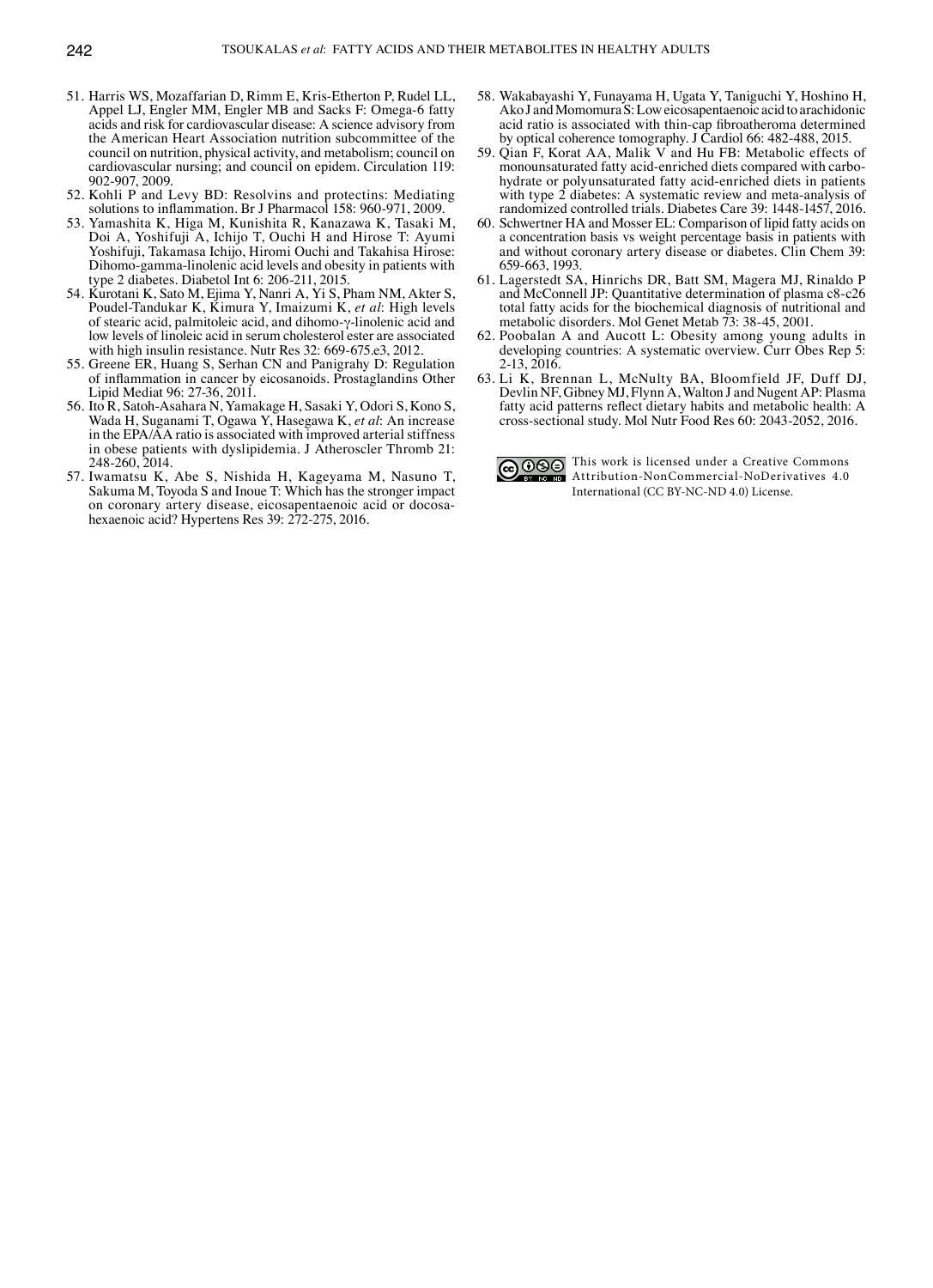51. Harris WS, Mozaffarian D, Rimm E, Kris-Etherton P, Rudel LL, Appel LJ, Engler MM, Engler MB and Sacks F: Omega-6 fatty acids and risk for cardiovascular disease: A science advisory from the American Heart Association nutrition subcommittee of the council on nutrition, physical activity, and metabolism; council on cardiovascular nursing; and council on epidem. Circulation 119: 902-907, 2009.
52. Kohli P and Levy BD: Resolvins and protectins: Mediating solutions to inflammation. Br J Pharmacol 158: 960-971, 2009.
53. Yamashita K, Higa M, Kunishita R, Kanazawa K, Tasaki M, Doi A, Yoshifuji A, Ichijo T, Ouchi H and Hirose T: Ayumi Yoshifuji, Takamasa Ichijo, Hiromi Ouchi and Takahisa Hirose: Dihomo-gamma-linolenic acid levels and obesity in patients with type 2 diabetes. Diabetol Int 6: 206-211, 2015.
54. Kurotani K, Sato M, Ejima Y, Nanri A, Yi S, Pham NM, Akter S, Poudel-Tandukar K, Kimura Y, Imaizumi K, *et al*: High levels of stearic acid, palmitoleic acid, and dihomo-γ-linolenic acid and low levels of linoleic acid in serum cholesterol ester are associated with high insulin resistance. Nutr Res 32: 669-675.e3, 2012.
55. Greene ER, Huang S, Serhan CN and Panigrahy D: Regulation of inflammation in cancer by eicosanoids. Prostaglandins Other Lipid Mediat 96: 27-36, 2011.
56. Ito R, Satoh-Asahara N, Yamakage H, Sasaki Y, Odori S, Kono S, Wada H, Suganami T, Ogawa Y, Hasegawa K, *et al*: An increase in the EPA/AA ratio is associated with improved arterial stiffness in obese patients with dyslipidemia. J Atheroscler Thromb 21: 248-260, 2014.
57. Iwamatsu K, Abe S, Nishida H, Kageyama M, Nasuno T, Sakuma M, Toyoda S and Inoue T: Which has the stronger impact on coronary artery disease, eicosapentaenoic acid or docosahexaenoic acid? Hypertens Res 39: 272-275, 2016.
58. Wakabayashi Y, Funayama H, Ugata Y, Taniguchi Y, Hoshino H, Ako J and Momomura S: Low eicosapentaenoic acid to arachidonic acid ratio is associated with thin-cap fibroatheroma determined by optical coherence tomography. J Cardiol 66: 482-488, 2015.
59. Qian F, Korat AA, Malik V and Hu FB: Metabolic effects of monounsaturated fatty acid-enriched diets compared with carbohydrate or polyunsaturated fatty acid-enriched diets in patients with type 2 diabetes: A systematic review and meta-analysis of randomized controlled trials. Diabetes Care 39: 1448-1457, 2016.
60. Schwertner HA and Mosser EL: Comparison of lipid fatty acids on a concentration basis vs weight percentage basis in patients with and without coronary artery disease or diabetes. Clin Chem 39: 659-663, 1993.
61. Lagerstedt SA, Hinrichs DR, Batt SM, Magera MJ, Rinaldo P and McConnell JP: Quantitative determination of plasma c8-c26 total fatty acids for the biochemical diagnosis of nutritional and metabolic disorders. Mol Genet Metab 73: 38-45, 2001.
62. Poobalan A and Aucott L: Obesity among young adults in developing countries: A systematic overview. Curr Obes Rep 5: 2-13, 2016.
63. Li K, Brennan L, McNulty BA, Bloomfield JF, Duff DJ, Devlin NF, Gibney MJ, Flynn A, Walton J and Nugent AP: Plasma fatty acid patterns reflect dietary habits and metabolic health: A cross-sectional study. Mol Nutr Food Res 60: 2043-2052, 2016.

This work is licensed under a Creative Commons Attribution-NonCommercial-NoDerivatives 4.0 International (CC BY-NC-ND 4.0) License.